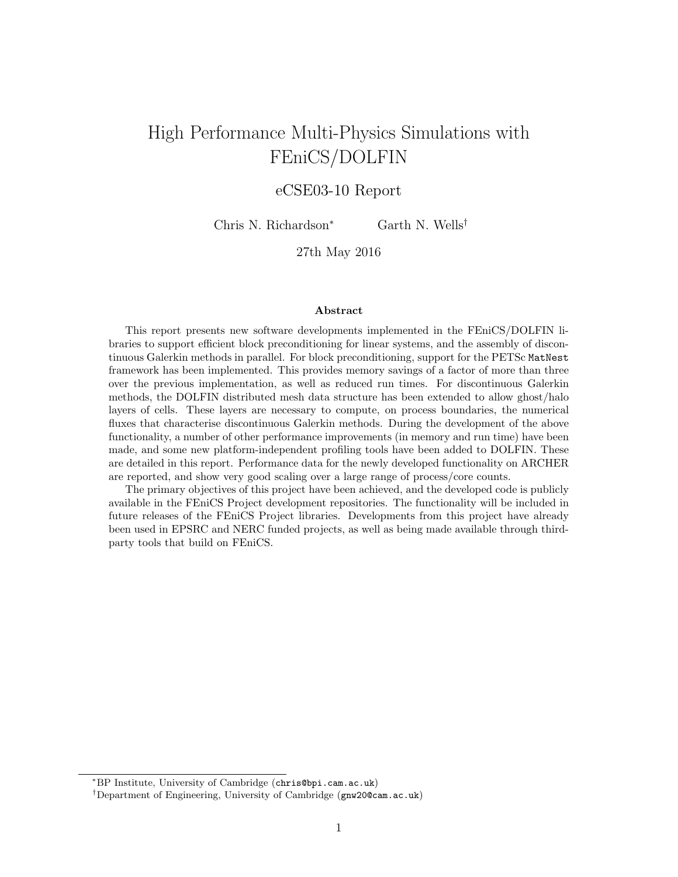# High Performance Multi-Physics Simulations with FEniCS/DOLFIN

## eCSE03-10 Report

Chris N. Richardson[*] Garth N. Wells[†]

27th May 2016

### Abstract

This report presents new software developments implemented in the FEniCS/DOLFIN libraries to support efficient block preconditioning for linear systems, and the assembly of discontinuous Galerkin methods in parallel. For block preconditioning, support for the PETSc `MatNest` framework has been implemented. This provides memory savings of a factor of more than three over the previous implementation, as well as reduced run times. For discontinuous Galerkin methods, the DOLFIN distributed mesh data structure has been extended to allow ghost/halo layers of cells. These layers are necessary to compute, on process boundaries, the numerical fluxes that characterise discontinuous Galerkin methods. During the development of the above functionality, a number of other performance improvements (in memory and run time) have been made, and some new platform-independent profiling tools have been added to DOLFIN. These are detailed in this report. Performance data for the newly developed functionality on ARCHER are reported, and show very good scaling over a large range of process/core counts.

The primary objectives of this project have been achieved, and the developed code is publicly available in the FEniCS Project development repositories. The functionality will be included in future releases of the FEniCS Project libraries. Developments from this project have already been used in EPSRC and NERC funded projects, as well as being made available through third-party tools that build on FEniCS.

---

[*] BP Institute, University of Cambridge (`chris@bpi.cam.ac.uk`)

[†] Department of Engineering, University of Cambridge (`gnw20@cam.ac.uk`)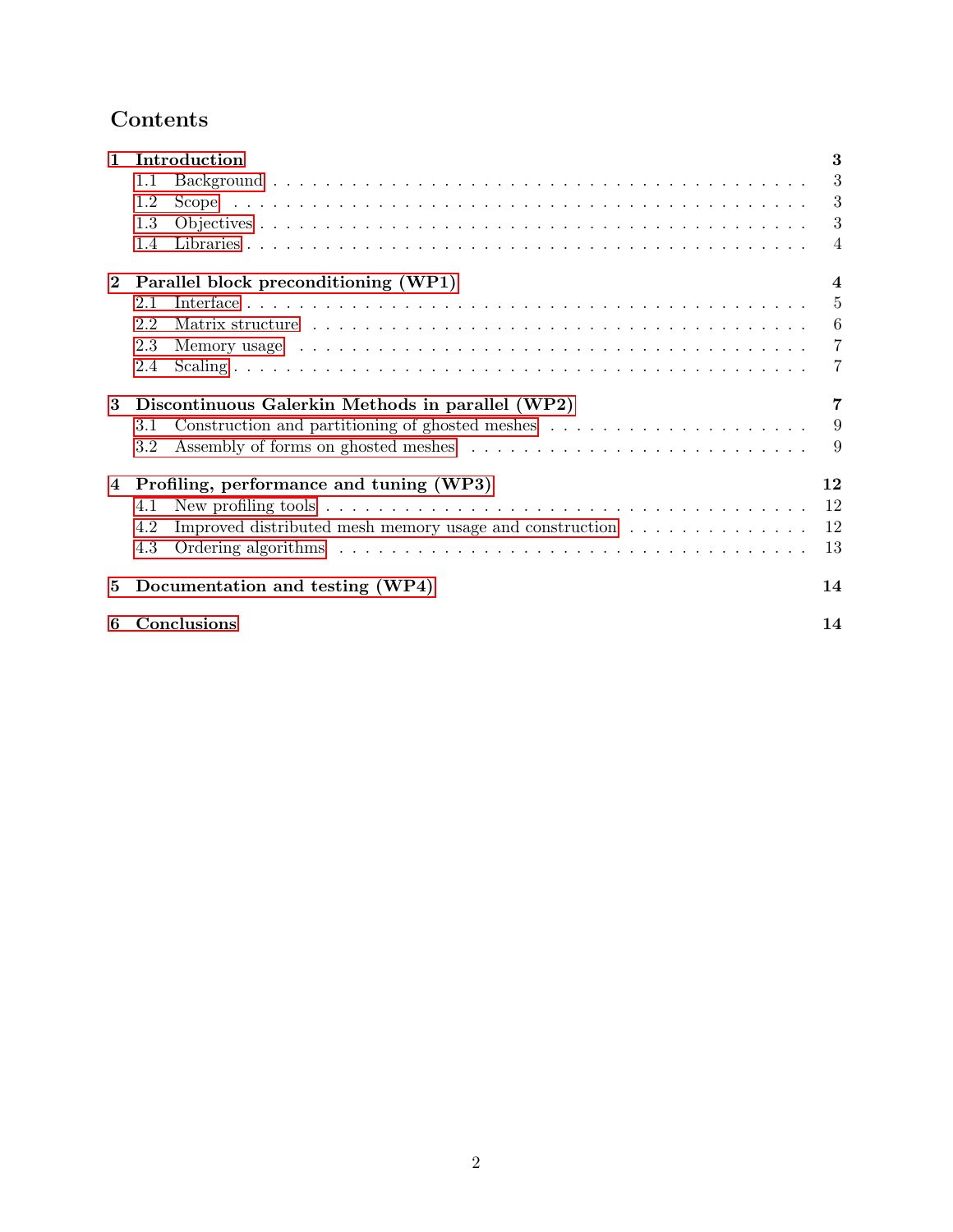# Contents

**1 Introduction** **3**
- 1.1 Background . . . 3
- 1.2 Scope . . . 3
- 1.3 Objectives . . . 3
- 1.4 Libraries . . . 4

**2 Parallel block preconditioning (WP1)** **4**
- 2.1 Interface . . . 5
- 2.2 Matrix structure . . . 6
- 2.3 Memory usage . . . 7
- 2.4 Scaling . . . 7

**3 Discontinuous Galerkin Methods in parallel (WP2)** **7**
- 3.1 Construction and partitioning of ghosted meshes . . . 9
- 3.2 Assembly of forms on ghosted meshes . . . 9

**4 Profiling, performance and tuning (WP3)** **12**
- 4.1 New profiling tools . . . 12
- 4.2 Improved distributed mesh memory usage and construction . . . 12
- 4.3 Ordering algorithms . . . 13

**5 Documentation and testing (WP4)** **14**

**6 Conclusions** **14**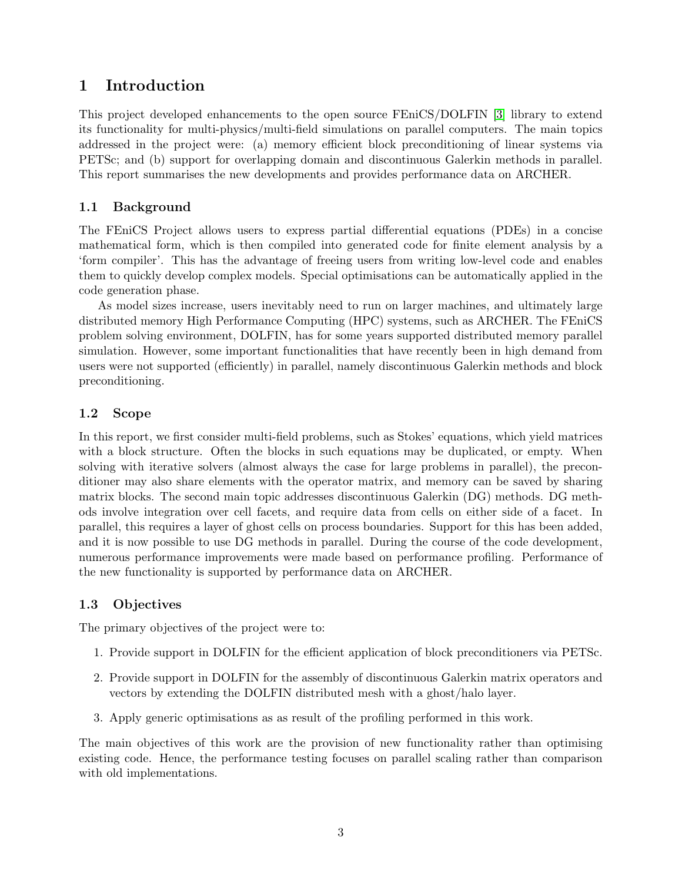# 1 Introduction

This project developed enhancements to the open source FEniCS/DOLFIN [3] library to extend its functionality for multi-physics/multi-field simulations on parallel computers. The main topics addressed in the project were: (a) memory efficient block preconditioning of linear systems via PETSc; and (b) support for overlapping domain and discontinuous Galerkin methods in parallel. This report summarises the new developments and provides performance data on ARCHER.

## 1.1 Background

The FEniCS Project allows users to express partial differential equations (PDEs) in a concise mathematical form, which is then compiled into generated code for finite element analysis by a 'form compiler'. This has the advantage of freeing users from writing low-level code and enables them to quickly develop complex models. Special optimisations can be automatically applied in the code generation phase.

As model sizes increase, users inevitably need to run on larger machines, and ultimately large distributed memory High Performance Computing (HPC) systems, such as ARCHER. The FEniCS problem solving environment, DOLFIN, has for some years supported distributed memory parallel simulation. However, some important functionalities that have recently been in high demand from users were not supported (efficiently) in parallel, namely discontinuous Galerkin methods and block preconditioning.

## 1.2 Scope

In this report, we first consider multi-field problems, such as Stokes' equations, which yield matrices with a block structure. Often the blocks in such equations may be duplicated, or empty. When solving with iterative solvers (almost always the case for large problems in parallel), the preconditioner may also share elements with the operator matrix, and memory can be saved by sharing matrix blocks. The second main topic addresses discontinuous Galerkin (DG) methods. DG methods involve integration over cell facets, and require data from cells on either side of a facet. In parallel, this requires a layer of ghost cells on process boundaries. Support for this has been added, and it is now possible to use DG methods in parallel. During the course of the code development, numerous performance improvements were made based on performance profiling. Performance of the new functionality is supported by performance data on ARCHER.

## 1.3 Objectives

The primary objectives of the project were to:

1. Provide support in DOLFIN for the efficient application of block preconditioners via PETSc.
2. Provide support in DOLFIN for the assembly of discontinuous Galerkin matrix operators and vectors by extending the DOLFIN distributed mesh with a ghost/halo layer.
3. Apply generic optimisations as as result of the profiling performed in this work.

The main objectives of this work are the provision of new functionality rather than optimising existing code. Hence, the performance testing focuses on parallel scaling rather than comparison with old implementations.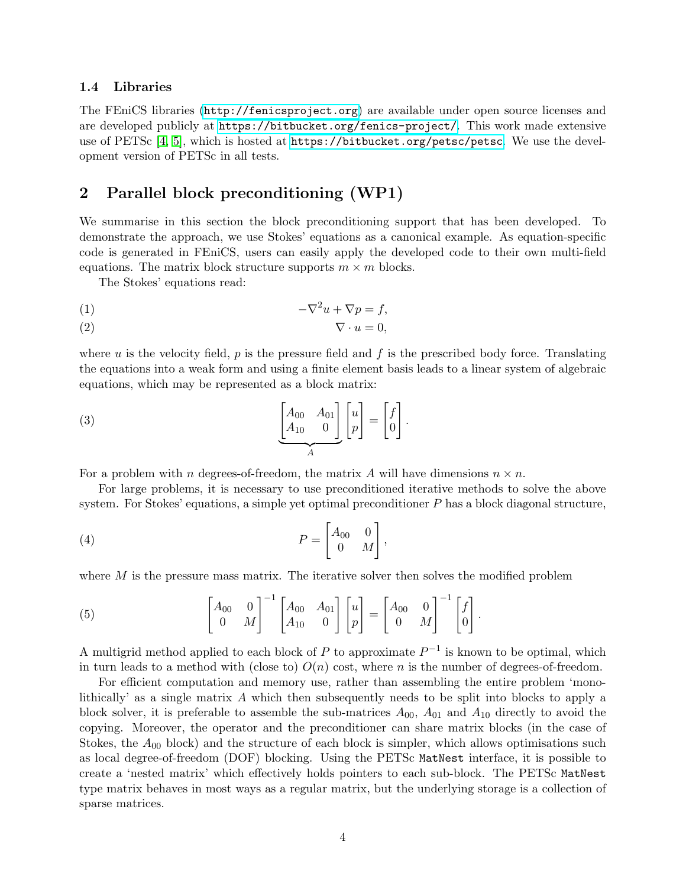### 1.4 Libraries

The FEniCS libraries (http://fenicsproject.org) are available under open source licenses and are developed publicly at https://bitbucket.org/fenics-project/. This work made extensive use of PETSc [4, 5], which is hosted at https://bitbucket.org/petsc/petsc. We use the development version of PETSc in all tests.

## 2 Parallel block preconditioning (WP1)

We summarise in this section the block preconditioning support that has been developed. To demonstrate the approach, we use Stokes' equations as a canonical example. As equation-specific code is generated in FEniCS, users can easily apply the developed code to their own multi-field equations. The matrix block structure supports $m \times m$ blocks.

The Stokes' equations read:

$$-\nabla^2 u + \nabla p = f, \tag{1}$$

$$\nabla \cdot u = 0, \tag{2}$$

where $u$ is the velocity field, $p$ is the pressure field and $f$ is the prescribed body force. Translating the equations into a weak form and using a finite element basis leads to a linear system of algebraic equations, which may be represented as a block matrix:

$$\underbrace{\begin{bmatrix} A_{00} & A_{01} \\ A_{10} & 0 \end{bmatrix}}_{A} \begin{bmatrix} u \\ p \end{bmatrix} = \begin{bmatrix} f \\ 0 \end{bmatrix}. \tag{3}$$

For a problem with $n$ degrees-of-freedom, the matrix $A$ will have dimensions $n \times n$.

For large problems, it is necessary to use preconditioned iterative methods to solve the above system. For Stokes' equations, a simple yet optimal preconditioner $P$ has a block diagonal structure,

$$P = \begin{bmatrix} A_{00} & 0 \\ 0 & M \end{bmatrix}, \tag{4}$$

where $M$ is the pressure mass matrix. The iterative solver then solves the modified problem

$$\begin{bmatrix} A_{00} & 0 \\ 0 & M \end{bmatrix}^{-1} \begin{bmatrix} A_{00} & A_{01} \\ A_{10} & 0 \end{bmatrix} \begin{bmatrix} u \\ p \end{bmatrix} = \begin{bmatrix} A_{00} & 0 \\ 0 & M \end{bmatrix}^{-1} \begin{bmatrix} f \\ 0 \end{bmatrix}. \tag{5}$$

A multigrid method applied to each block of $P$ to approximate $P^{-1}$ is known to be optimal, which in turn leads to a method with (close to) $O(n)$ cost, where $n$ is the number of degrees-of-freedom.

For efficient computation and memory use, rather than assembling the entire problem 'monolithically' as a single matrix $A$ which then subsequently needs to be split into blocks to apply a block solver, it is preferable to assemble the sub-matrices $A_{00}$, $A_{01}$ and $A_{10}$ directly to avoid the copying. Moreover, the operator and the preconditioner can share matrix blocks (in the case of Stokes, the $A_{00}$ block) and the structure of each block is simpler, which allows optimisations such as local degree-of-freedom (DOF) blocking. Using the PETSc `MatNest` interface, it is possible to create a 'nested matrix' which effectively holds pointers to each sub-block. The PETSc `MatNest` type matrix behaves in most ways as a regular matrix, but the underlying storage is a collection of sparse matrices.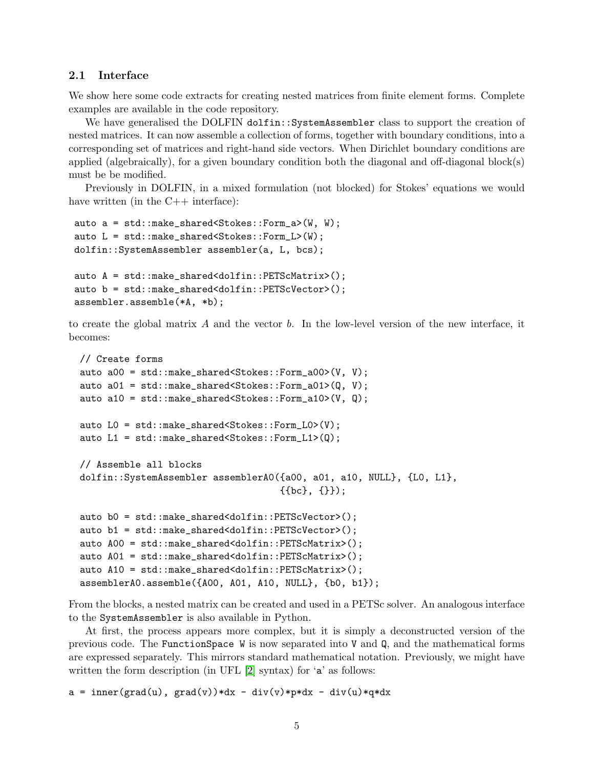### 2.1 Interface

We show here some code extracts for creating nested matrices from finite element forms. Complete examples are available in the code repository.

We have generalised the DOLFIN `dolfin::SystemAssembler` class to support the creation of nested matrices. It can now assemble a collection of forms, together with boundary conditions, into a corresponding set of matrices and right-hand side vectors. When Dirichlet boundary conditions are applied (algebraically), for a given boundary condition both the diagonal and off-diagonal block(s) must be be modified.

Previously in DOLFIN, in a mixed formulation (not blocked) for Stokes' equations we would have written (in the C++ interface):

```
auto a = std::make_shared<Stokes::Form_a>(W, W);
auto L = std::make_shared<Stokes::Form_L>(W);
dolfin::SystemAssembler assembler(a, L, bcs);

auto A = std::make_shared<dolfin::PETScMatrix>();
auto b = std::make_shared<dolfin::PETScVector>();
assembler.assemble(*A, *b);
```

to create the global matrix $A$ and the vector $b$. In the low-level version of the new interface, it becomes:

```
// Create forms
auto a00 = std::make_shared<Stokes::Form_a00>(V, V);
auto a01 = std::make_shared<Stokes::Form_a01>(Q, V);
auto a10 = std::make_shared<Stokes::Form_a10>(V, Q);

auto L0 = std::make_shared<Stokes::Form_L0>(V);
auto L1 = std::make_shared<Stokes::Form_L1>(Q);

// Assemble all blocks
dolfin::SystemAssembler assemblerA0({a00, a01, a10, NULL}, {L0, L1},
                                    {{bc}, {}});

auto b0 = std::make_shared<dolfin::PETScVector>();
auto b1 = std::make_shared<dolfin::PETScVector>();
auto A00 = std::make_shared<dolfin::PETScMatrix>();
auto A01 = std::make_shared<dolfin::PETScMatrix>();
auto A10 = std::make_shared<dolfin::PETScMatrix>();
assemblerA0.assemble({A00, A01, A10, NULL}, {b0, b1});
```

From the blocks, a nested matrix can be created and used in a PETSc solver. An analogous interface to the `SystemAssembler` is also available in Python.

At first, the process appears more complex, but it is simply a deconstructed version of the previous code. The `FunctionSpace W` is now separated into `V` and `Q`, and the mathematical forms are expressed separately. This mirrors standard mathematical notation. Previously, we might have written the form description (in UFL [2] syntax) for '`a`' as follows:

```
a = inner(grad(u), grad(v))*dx - div(v)*p*dx - div(u)*q*dx
```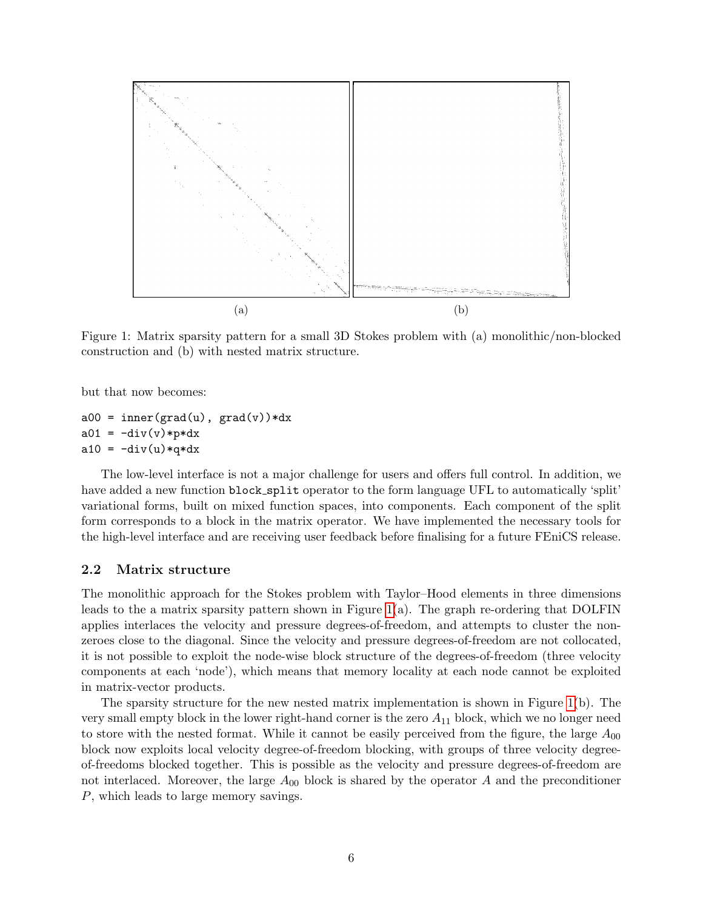(a) (b)

Figure 1: Matrix sparsity pattern for a small 3D Stokes problem with (a) monolithic/non-blocked construction and (b) with nested matrix structure.

but that now becomes:

```
a00 = inner(grad(u), grad(v))*dx
a01 = -div(v)*p*dx
a10 = -div(u)*q*dx
```

The low-level interface is not a major challenge for users and offers full control. In addition, we have added a new function `block_split` operator to the form language UFL to automatically 'split' variational forms, built on mixed function spaces, into components. Each component of the split form corresponds to a block in the matrix operator. We have implemented the necessary tools for the high-level interface and are receiving user feedback before finalising for a future FEniCS release.

### 2.2 Matrix structure

The monolithic approach for the Stokes problem with Taylor–Hood elements in three dimensions leads to the a matrix sparsity pattern shown in Figure 1(a). The graph re-ordering that DOLFIN applies interlaces the velocity and pressure degrees-of-freedom, and attempts to cluster the non-zeroes close to the diagonal. Since the velocity and pressure degrees-of-freedom are not collocated, it is not possible to exploit the node-wise block structure of the degrees-of-freedom (three velocity components at each 'node'), which means that memory locality at each node cannot be exploited in matrix-vector products.

The sparsity structure for the new nested matrix implementation is shown in Figure 1(b). The very small empty block in the lower right-hand corner is the zero $A_{11}$ block, which we no longer need to store with the nested format. While it cannot be easily perceived from the figure, the large $A_{00}$ block now exploits local velocity degree-of-freedom blocking, with groups of three velocity degree-of-freedoms blocked together. This is possible as the velocity and pressure degrees-of-freedom are not interlaced. Moreover, the large $A_{00}$ block is shared by the operator $A$ and the preconditioner $P$, which leads to large memory savings.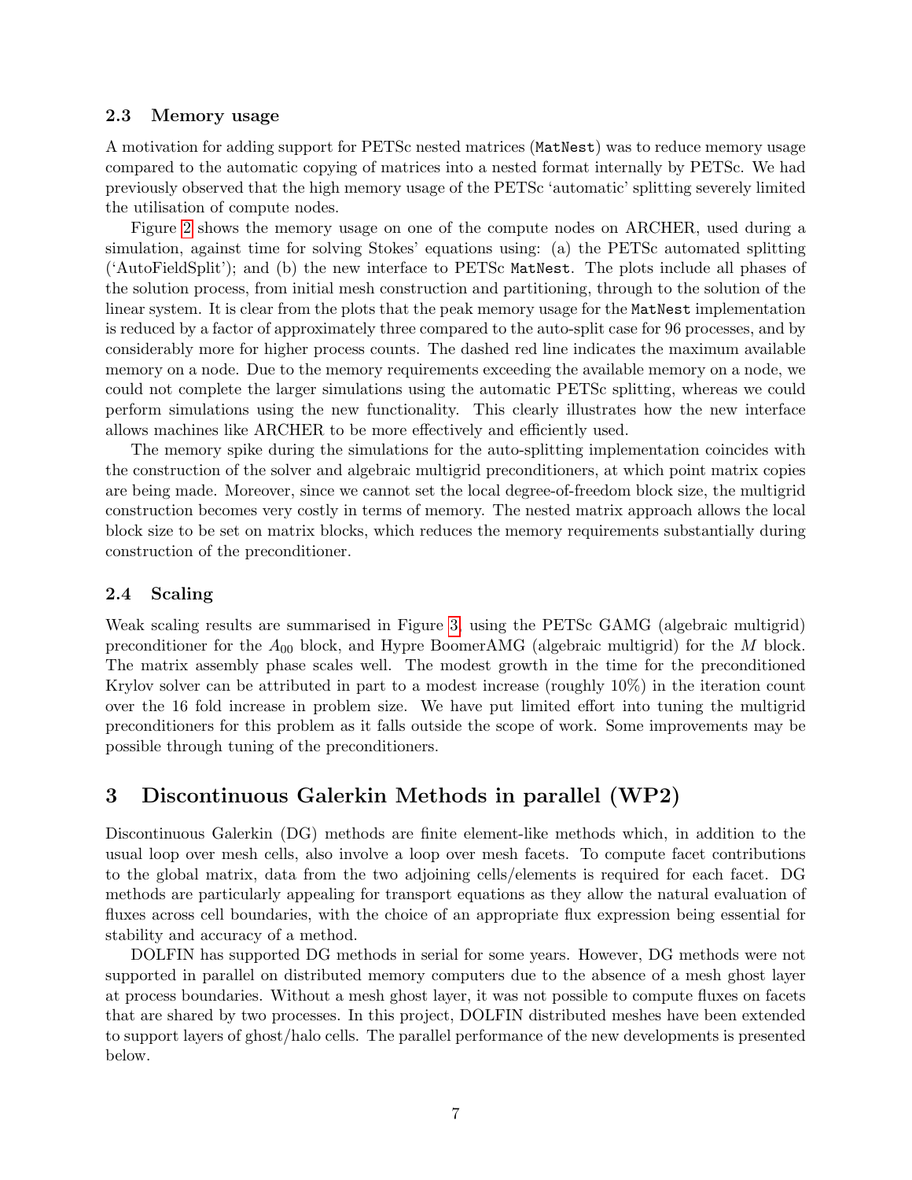### 2.3 Memory usage

A motivation for adding support for PETSc nested matrices (`MatNest`) was to reduce memory usage compared to the automatic copying of matrices into a nested format internally by PETSc. We had previously observed that the high memory usage of the PETSc 'automatic' splitting severely limited the utilisation of compute nodes.

Figure 2 shows the memory usage on one of the compute nodes on ARCHER, used during a simulation, against time for solving Stokes' equations using: (a) the PETSc automated splitting ('AutoFieldSplit'); and (b) the new interface to PETSc `MatNest`. The plots include all phases of the solution process, from initial mesh construction and partitioning, through to the solution of the linear system. It is clear from the plots that the peak memory usage for the `MatNest` implementation is reduced by a factor of approximately three compared to the auto-split case for 96 processes, and by considerably more for higher process counts. The dashed red line indicates the maximum available memory on a node. Due to the memory requirements exceeding the available memory on a node, we could not complete the larger simulations using the automatic PETSc splitting, whereas we could perform simulations using the new functionality. This clearly illustrates how the new interface allows machines like ARCHER to be more effectively and efficiently used.

The memory spike during the simulations for the auto-splitting implementation coincides with the construction of the solver and algebraic multigrid preconditioners, at which point matrix copies are being made. Moreover, since we cannot set the local degree-of-freedom block size, the multigrid construction becomes very costly in terms of memory. The nested matrix approach allows the local block size to be set on matrix blocks, which reduces the memory requirements substantially during construction of the preconditioner.

### 2.4 Scaling

Weak scaling results are summarised in Figure 3, using the PETSc GAMG (algebraic multigrid) preconditioner for the $A_{00}$ block, and Hypre BoomerAMG (algebraic multigrid) for the $M$ block. The matrix assembly phase scales well. The modest growth in the time for the preconditioned Krylov solver can be attributed in part to a modest increase (roughly 10%) in the iteration count over the 16 fold increase in problem size. We have put limited effort into tuning the multigrid preconditioners for this problem as it falls outside the scope of work. Some improvements may be possible through tuning of the preconditioners.

## 3 Discontinuous Galerkin Methods in parallel (WP2)

Discontinuous Galerkin (DG) methods are finite element-like methods which, in addition to the usual loop over mesh cells, also involve a loop over mesh facets. To compute facet contributions to the global matrix, data from the two adjoining cells/elements is required for each facet. DG methods are particularly appealing for transport equations as they allow the natural evaluation of fluxes across cell boundaries, with the choice of an appropriate flux expression being essential for stability and accuracy of a method.

DOLFIN has supported DG methods in serial for some years. However, DG methods were not supported in parallel on distributed memory computers due to the absence of a mesh ghost layer at process boundaries. Without a mesh ghost layer, it was not possible to compute fluxes on facets that are shared by two processes. In this project, DOLFIN distributed meshes have been extended to support layers of ghost/halo cells. The parallel performance of the new developments is presented below.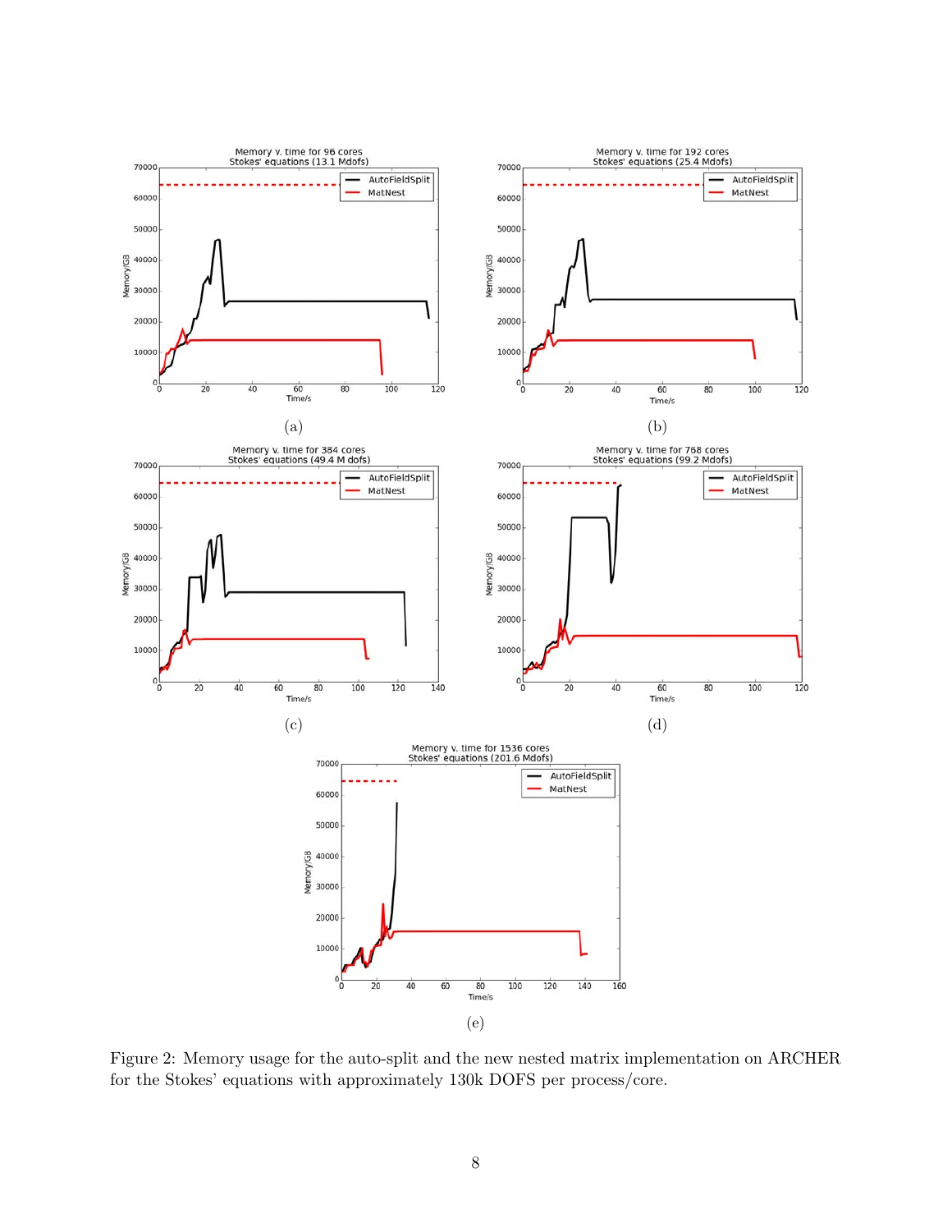(a)

(b)

(c)

(d)

(e)

Figure 2: Memory usage for the auto-split and the new nested matrix implementation on ARCHER for the Stokes' equations with approximately 130k DOFS per process/core.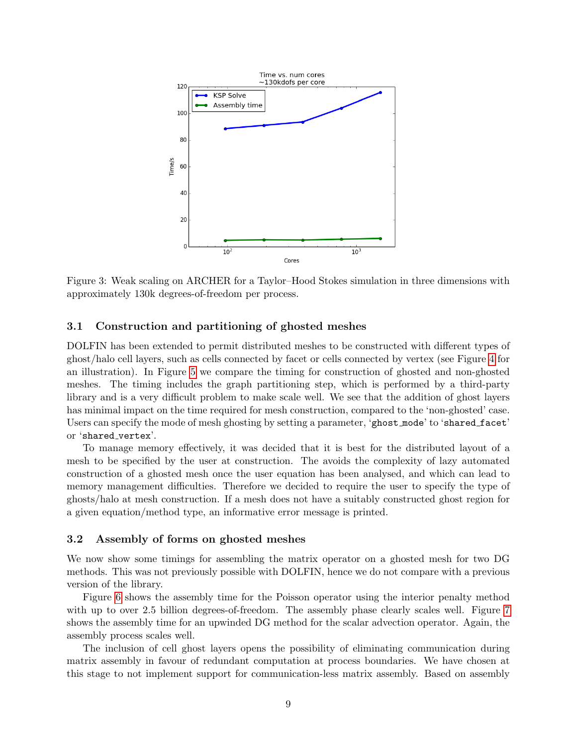Figure 3: Weak scaling on ARCHER for a Taylor–Hood Stokes simulation in three dimensions with approximately 130k degrees-of-freedom per process.

### 3.1 Construction and partitioning of ghosted meshes

DOLFIN has been extended to permit distributed meshes to be constructed with different types of ghost/halo cell layers, such as cells connected by facet or cells connected by vertex (see Figure 4 for an illustration). In Figure 5 we compare the timing for construction of ghosted and non-ghosted meshes. The timing includes the graph partitioning step, which is performed by a third-party library and is a very difficult problem to make scale well. We see that the addition of ghost layers has minimal impact on the time required for mesh construction, compared to the 'non-ghosted' case. Users can specify the mode of mesh ghosting by setting a parameter, '`ghost_mode`' to '`shared_facet`' or '`shared_vertex`'.

To manage memory effectively, it was decided that it is best for the distributed layout of a mesh to be specified by the user at construction. The avoids the complexity of lazy automated construction of a ghosted mesh once the user equation has been analysed, and which can lead to memory management difficulties. Therefore we decided to require the user to specify the type of ghosts/halo at mesh construction. If a mesh does not have a suitably constructed ghost region for a given equation/method type, an informative error message is printed.

### 3.2 Assembly of forms on ghosted meshes

We now show some timings for assembling the matrix operator on a ghosted mesh for two DG methods. This was not previously possible with DOLFIN, hence we do not compare with a previous version of the library.

Figure 6 shows the assembly time for the Poisson operator using the interior penalty method with up to over 2.5 billion degrees-of-freedom. The assembly phase clearly scales well. Figure 7 shows the assembly time for an upwinded DG method for the scalar advection operator. Again, the assembly process scales well.

The inclusion of cell ghost layers opens the possibility of eliminating communication during matrix assembly in favour of redundant computation at process boundaries. We have chosen at this stage to not implement support for communication-less matrix assembly. Based on assembly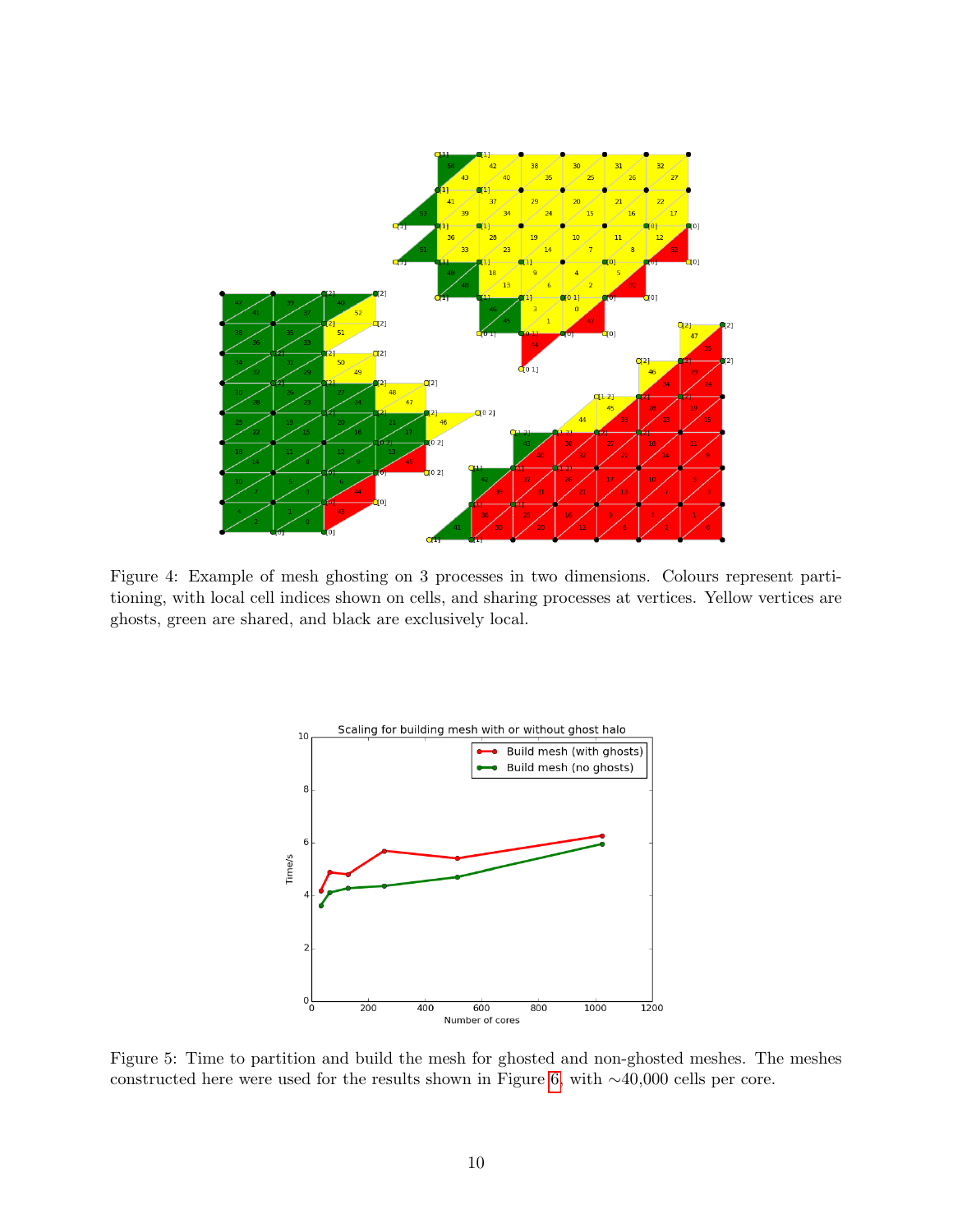Figure 4: Example of mesh ghosting on 3 processes in two dimensions. Colours represent partitioning, with local cell indices shown on cells, and sharing processes at vertices. Yellow vertices are ghosts, green are shared, and black are exclusively local.

Figure 5: Time to partition and build the mesh for ghosted and non-ghosted meshes. The meshes constructed here were used for the results shown in Figure 6, with ∼40,000 cells per core.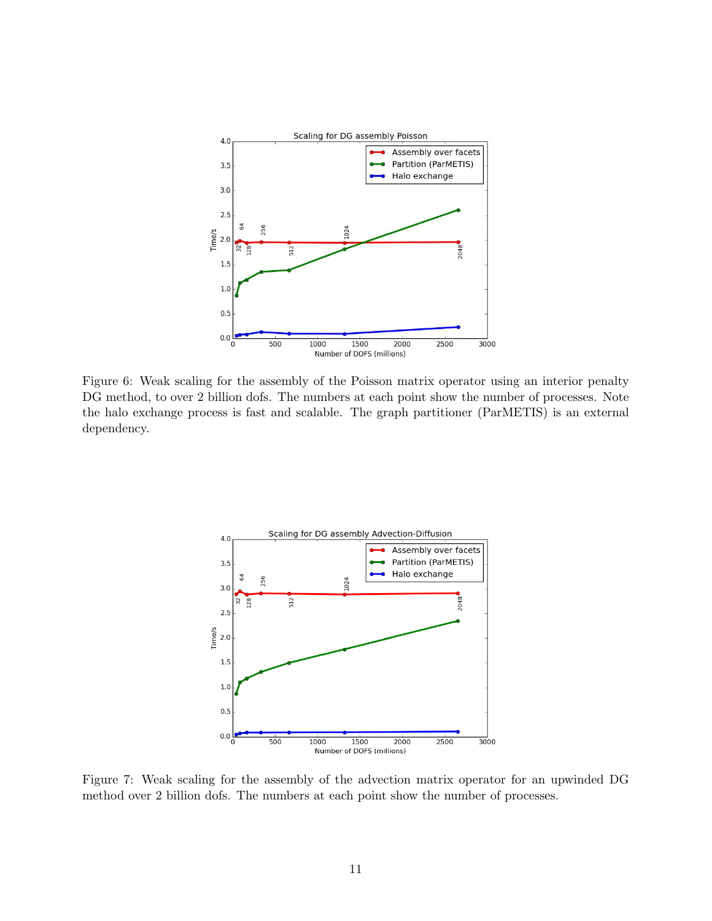Figure 6: Weak scaling for the assembly of the Poisson matrix operator using an interior penalty DG method, to over 2 billion dofs. The numbers at each point show the number of processes. Note the halo exchange process is fast and scalable. The graph partitioner (ParMETIS) is an external dependency.

Figure 7: Weak scaling for the assembly of the advection matrix operator for an upwinded DG method over 2 billion dofs. The numbers at each point show the number of processes.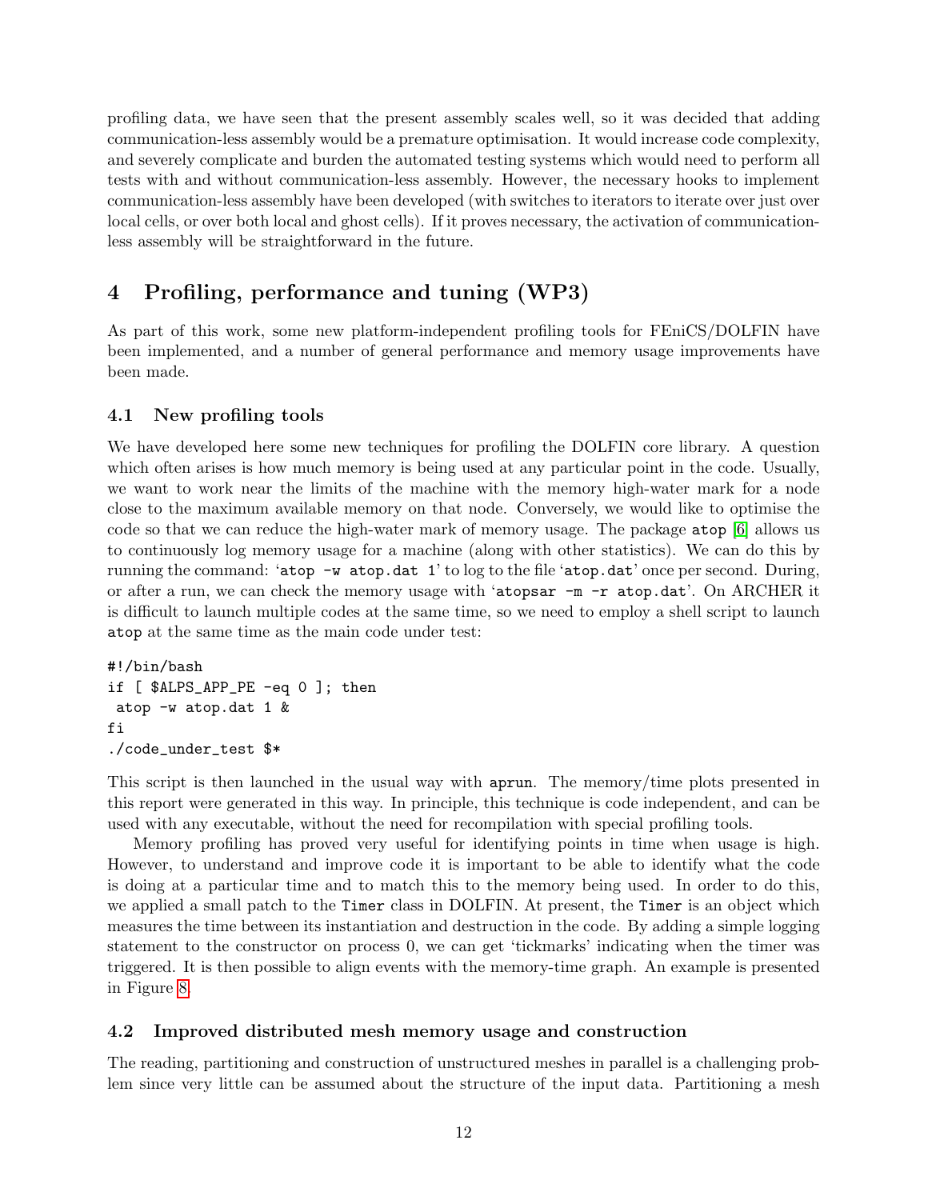profiling data, we have seen that the present assembly scales well, so it was decided that adding communication-less assembly would be a premature optimisation. It would increase code complexity, and severely complicate and burden the automated testing systems which would need to perform all tests with and without communication-less assembly. However, the necessary hooks to implement communication-less assembly have been developed (with switches to iterators to iterate over just over local cells, or over both local and ghost cells). If it proves necessary, the activation of communication-less assembly will be straightforward in the future.

# 4 Profiling, performance and tuning (WP3)

As part of this work, some new platform-independent profiling tools for FEniCS/DOLFIN have been implemented, and a number of general performance and memory usage improvements have been made.

## 4.1 New profiling tools

We have developed here some new techniques for profiling the DOLFIN core library. A question which often arises is how much memory is being used at any particular point in the code. Usually, we want to work near the limits of the machine with the memory high-water mark for a node close to the maximum available memory on that node. Conversely, we would like to optimise the code so that we can reduce the high-water mark of memory usage. The package `atop` [6] allows us to continuously log memory usage for a machine (along with other statistics). We can do this by running the command: '`atop -w atop.dat 1`' to log to the file '`atop.dat`' once per second. During, or after a run, we can check the memory usage with '`atopsar -m -r atop.dat`'. On ARCHER it is difficult to launch multiple codes at the same time, so we need to employ a shell script to launch `atop` at the same time as the main code under test:

```
#!/bin/bash
if [ $ALPS_APP_PE -eq 0 ]; then
 atop -w atop.dat 1 &
fi
./code_under_test $*
```

This script is then launched in the usual way with `aprun`. The memory/time plots presented in this report were generated in this way. In principle, this technique is code independent, and can be used with any executable, without the need for recompilation with special profiling tools.

Memory profiling has proved very useful for identifying points in time when usage is high. However, to understand and improve code it is important to be able to identify what the code is doing at a particular time and to match this to the memory being used. In order to do this, we applied a small patch to the `Timer` class in DOLFIN. At present, the `Timer` is an object which measures the time between its instantiation and destruction in the code. By adding a simple logging statement to the constructor on process 0, we can get 'tickmarks' indicating when the timer was triggered. It is then possible to align events with the memory-time graph. An example is presented in Figure 8.

## 4.2 Improved distributed mesh memory usage and construction

The reading, partitioning and construction of unstructured meshes in parallel is a challenging problem since very little can be assumed about the structure of the input data. Partitioning a mesh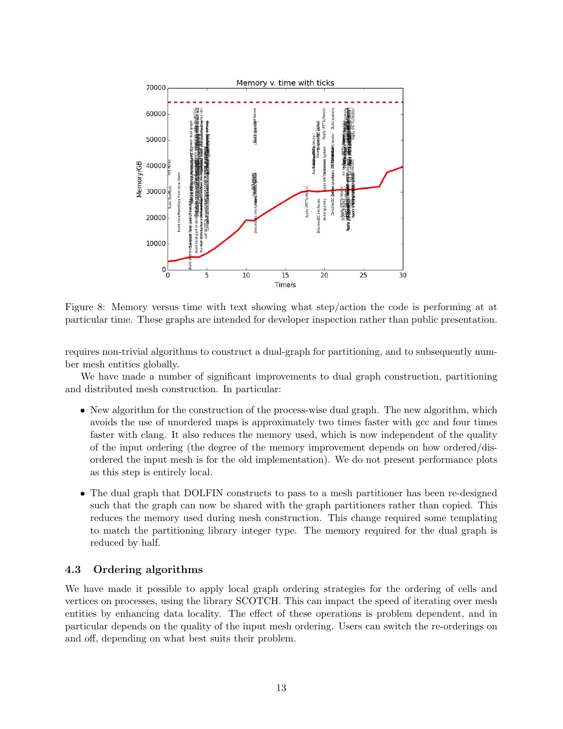Figure 8: Memory versus time with text showing what step/action the code is performing at at particular time. These graphs are intended for developer inspection rather than public presentation.

requires non-trivial algorithms to construct a dual-graph for partitioning, and to subsequently number mesh entities globally.

We have made a number of significant improvements to dual graph construction, partitioning and distributed mesh construction. In particular:

- New algorithm for the construction of the process-wise dual graph. The new algorithm, which avoids the use of unordered maps is approximately two times faster with gcc and four times faster with clang. It also reduces the memory used, which is now independent of the quality of the input ordering (the degree of the memory improvement depends on how ordered/disordered the input mesh is for the old implementation). We do not present performance plots as this step is entirely local.
- The dual graph that DOLFIN constructs to pass to a mesh partitioner has been re-designed such that the graph can now be shared with the graph partitioners rather than copied. This reduces the memory used during mesh construction. This change required some templating to match the partitioning library integer type. The memory required for the dual graph is reduced by half.

### 4.3 Ordering algorithms

We have made it possible to apply local graph ordering strategies for the ordering of cells and vertices on processes, using the library SCOTCH. This can impact the speed of iterating over mesh entities by enhancing data locality. The effect of these operations is problem dependent, and in particular depends on the quality of the input mesh ordering. Users can switch the re-orderings on and off, depending on what best suits their problem.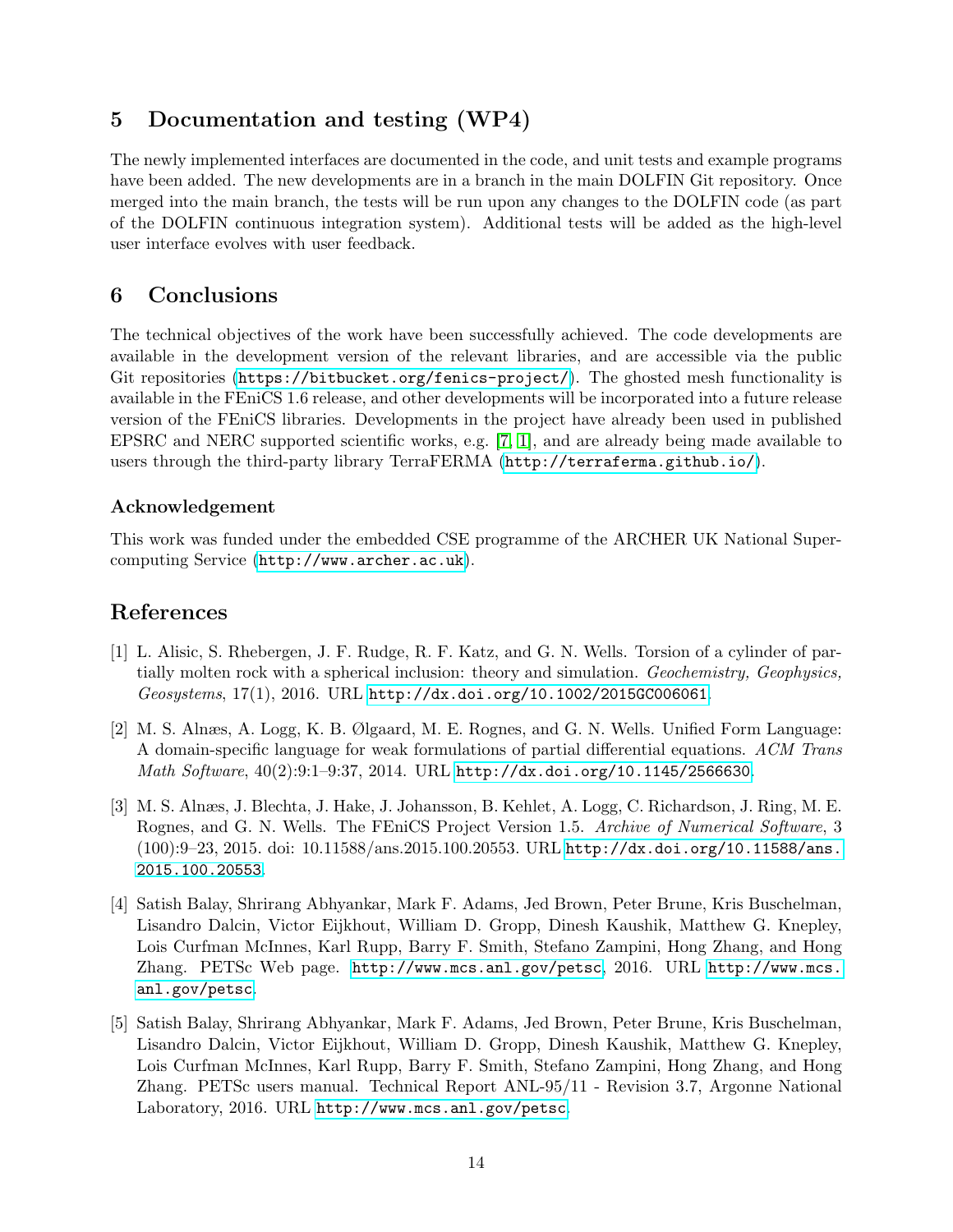## 5 Documentation and testing (WP4)

The newly implemented interfaces are documented in the code, and unit tests and example programs have been added. The new developments are in a branch in the main DOLFIN Git repository. Once merged into the main branch, the tests will be run upon any changes to the DOLFIN code (as part of the DOLFIN continuous integration system). Additional tests will be added as the high-level user interface evolves with user feedback.

## 6 Conclusions

The technical objectives of the work have been successfully achieved. The code developments are available in the development version of the relevant libraries, and are accessible via the public Git repositories (`https://bitbucket.org/fenics-project/`). The ghosted mesh functionality is available in the FEniCS 1.6 release, and other developments will be incorporated into a future release version of the FEniCS libraries. Developments in the project have already been used in published EPSRC and NERC supported scientific works, e.g. [7, 1], and are already being made available to users through the third-party library TerraFERMA (`http://terraferma.github.io/`).

### Acknowledgement

This work was funded under the embedded CSE programme of the ARCHER UK National Supercomputing Service (`http://www.archer.ac.uk`).

## References

[1] L. Alisic, S. Rhebergen, J. F. Rudge, R. F. Katz, and G. N. Wells. Torsion of a cylinder of partially molten rock with a spherical inclusion: theory and simulation. *Geochemistry, Geophysics, Geosystems*, 17(1), 2016. URL `http://dx.doi.org/10.1002/2015GC006061`.

[2] M. S. Alnæs, A. Logg, K. B. Ølgaard, M. E. Rognes, and G. N. Wells. Unified Form Language: A domain-specific language for weak formulations of partial differential equations. *ACM Trans Math Software*, 40(2):9:1–9:37, 2014. URL `http://dx.doi.org/10.1145/2566630`.

[3] M. S. Alnæs, J. Blechta, J. Hake, J. Johansson, B. Kehlet, A. Logg, C. Richardson, J. Ring, M. E. Rognes, and G. N. Wells. The FEniCS Project Version 1.5. *Archive of Numerical Software*, 3 (100):9–23, 2015. doi: 10.11588/ans.2015.100.20553. URL `http://dx.doi.org/10.11588/ans.2015.100.20553`.

[4] Satish Balay, Shrirang Abhyankar, Mark F. Adams, Jed Brown, Peter Brune, Kris Buschelman, Lisandro Dalcin, Victor Eijkhout, William D. Gropp, Dinesh Kaushik, Matthew G. Knepley, Lois Curfman McInnes, Karl Rupp, Barry F. Smith, Stefano Zampini, Hong Zhang, and Hong Zhang. PETSc Web page. `http://www.mcs.anl.gov/petsc`, 2016. URL `http://www.mcs.anl.gov/petsc`.

[5] Satish Balay, Shrirang Abhyankar, Mark F. Adams, Jed Brown, Peter Brune, Kris Buschelman, Lisandro Dalcin, Victor Eijkhout, William D. Gropp, Dinesh Kaushik, Matthew G. Knepley, Lois Curfman McInnes, Karl Rupp, Barry F. Smith, Stefano Zampini, Hong Zhang, and Hong Zhang. PETSc users manual. Technical Report ANL-95/11 - Revision 3.7, Argonne National Laboratory, 2016. URL `http://www.mcs.anl.gov/petsc`.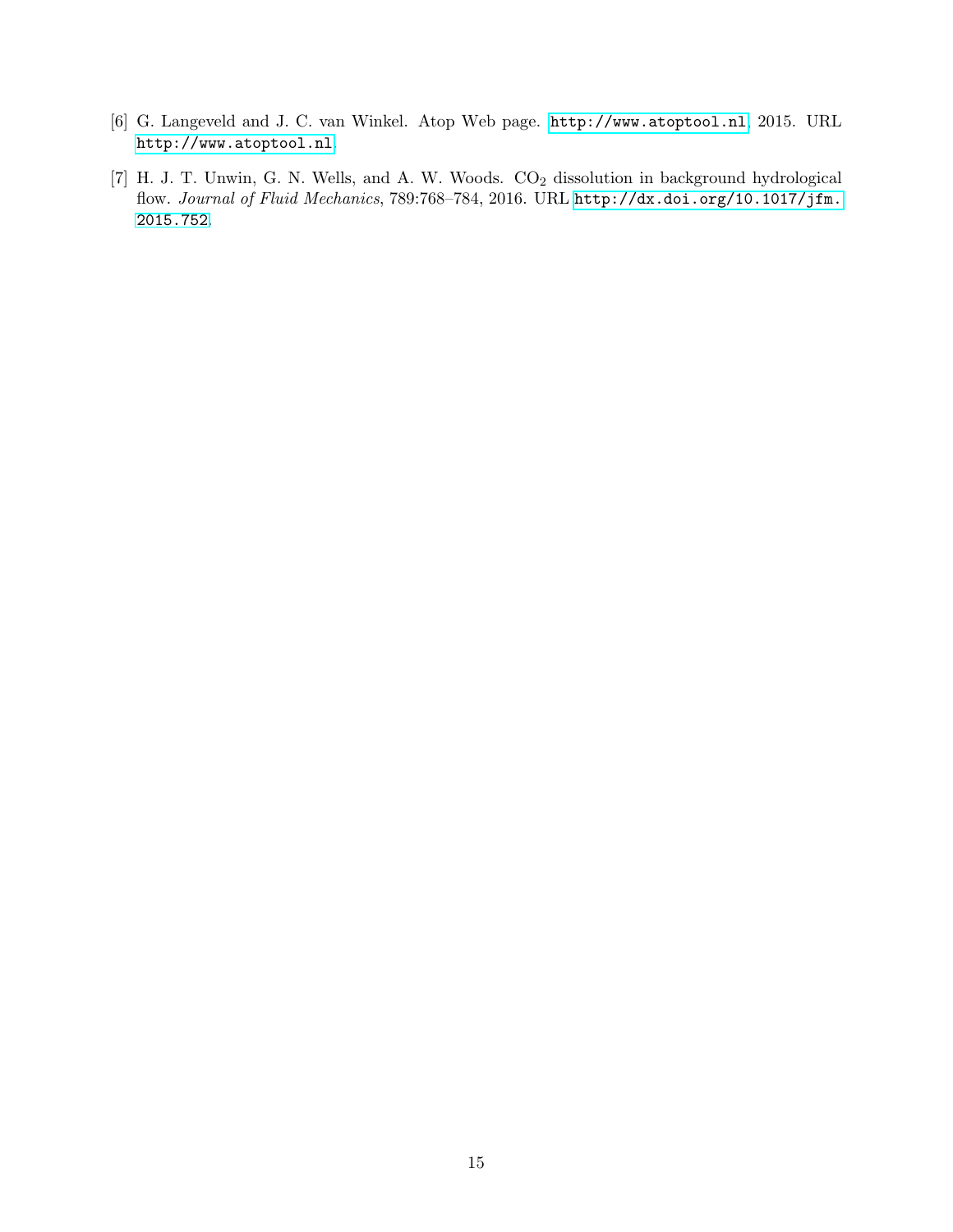[6] G. Langeveld and J. C. van Winkel. Atop Web page. http://www.atoptool.nl, 2015. URL http://www.atoptool.nl.

[7] H. J. T. Unwin, G. N. Wells, and A. W. Woods. $CO_2$ dissolution in background hydrological flow. *Journal of Fluid Mechanics*, 789:768–784, 2016. URL http://dx.doi.org/10.1017/jfm.2015.752.